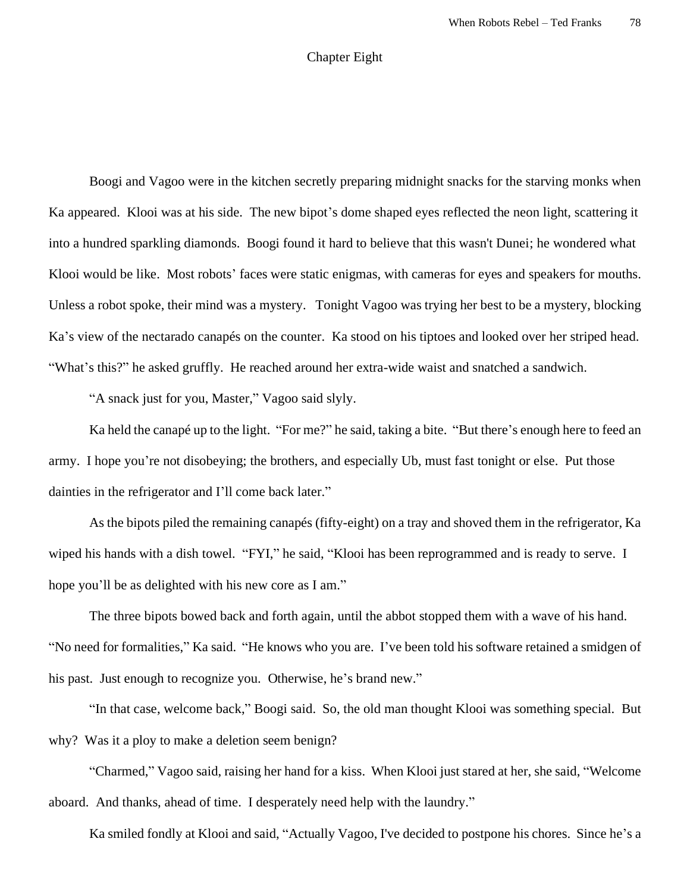# Chapter Eight

Boogi and Vagoo were in the kitchen secretly preparing midnight snacks for the starving monks when Ka appeared. Klooi was at his side. The new bipot's dome shaped eyes reflected the neon light, scattering it into a hundred sparkling diamonds. Boogi found it hard to believe that this wasn't Dunei; he wondered what Klooi would be like. Most robots' faces were static enigmas, with cameras for eyes and speakers for mouths. Unless a robot spoke, their mind was a mystery. Tonight Vagoo was trying her best to be a mystery, blocking Ka's view of the nectarado canapés on the counter. Ka stood on his tiptoes and looked over her striped head. "What's this?" he asked gruffly. He reached around her extra-wide waist and snatched a sandwich.

"A snack just for you, Master," Vagoo said slyly.

Ka held the canapé up to the light. "For me?" he said, taking a bite. "But there's enough here to feed an army. I hope you're not disobeying; the brothers, and especially Ub, must fast tonight or else. Put those dainties in the refrigerator and I'll come back later."

As the bipots piled the remaining canapés (fifty-eight) on a tray and shoved them in the refrigerator, Ka wiped his hands with a dish towel. "FYI," he said, "Klooi has been reprogrammed and is ready to serve. I hope you'll be as delighted with his new core as I am."

The three bipots bowed back and forth again, until the abbot stopped them with a wave of his hand. "No need for formalities," Ka said. "He knows who you are. I've been told his software retained a smidgen of his past. Just enough to recognize you. Otherwise, he's brand new."

"In that case, welcome back," Boogi said. So, the old man thought Klooi was something special. But why? Was it a ploy to make a deletion seem benign?

"Charmed," Vagoo said, raising her hand for a kiss. When Klooi just stared at her, she said, "Welcome aboard. And thanks, ahead of time. I desperately need help with the laundry."

Ka smiled fondly at Klooi and said, "Actually Vagoo, I've decided to postpone his chores. Since he's a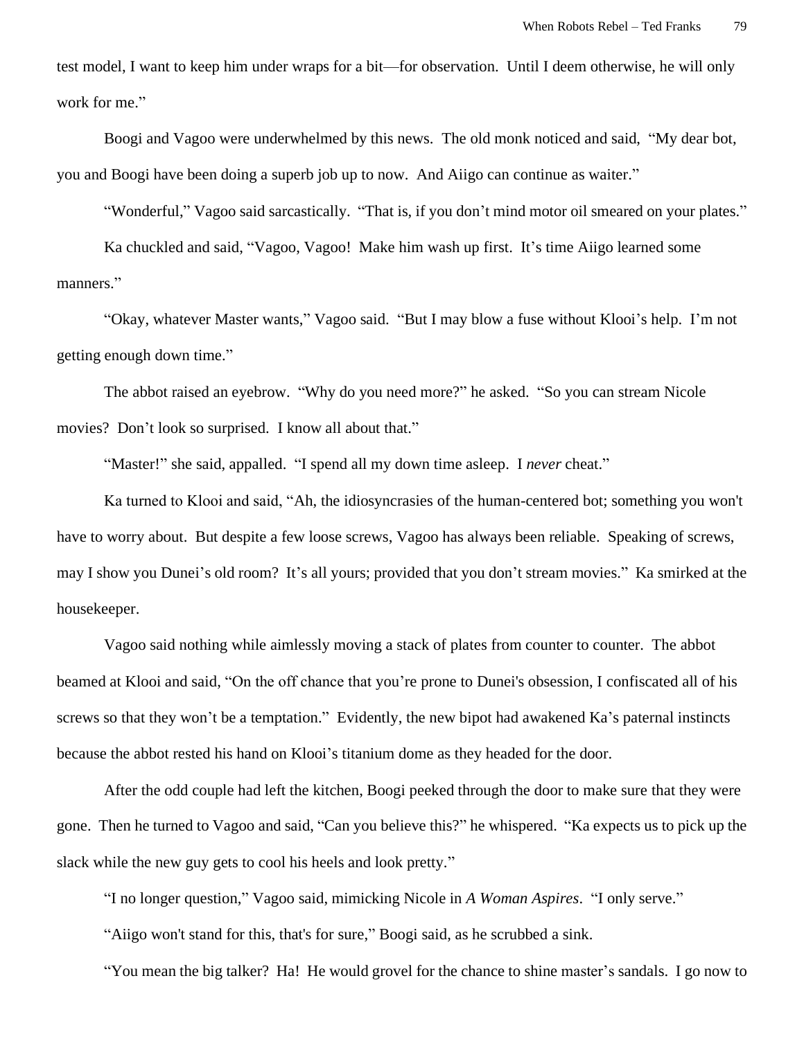test model, I want to keep him under wraps for a bit—for observation. Until I deem otherwise, he will only work for me."

Boogi and Vagoo were underwhelmed by this news. The old monk noticed and said, "My dear bot, you and Boogi have been doing a superb job up to now. And Aiigo can continue as waiter."

"Wonderful," Vagoo said sarcastically. "That is, if you don't mind motor oil smeared on your plates."

Ka chuckled and said, "Vagoo, Vagoo! Make him wash up first. It's time Aiigo learned some manners."

"Okay, whatever Master wants," Vagoo said. "But I may blow a fuse without Klooi's help. I'm not getting enough down time."

The abbot raised an eyebrow. "Why do you need more?" he asked. "So you can stream Nicole movies? Don't look so surprised. I know all about that."

"Master!" she said, appalled. "I spend all my down time asleep. I *never* cheat."

Ka turned to Klooi and said, "Ah, the idiosyncrasies of the human-centered bot; something you won't have to worry about. But despite a few loose screws, Vagoo has always been reliable. Speaking of screws, may I show you Dunei's old room? It's all yours; provided that you don't stream movies." Ka smirked at the housekeeper.

Vagoo said nothing while aimlessly moving a stack of plates from counter to counter. The abbot beamed at Klooi and said, "On the off chance that you're prone to Dunei's obsession, I confiscated all of his screws so that they won't be a temptation." Evidently, the new bipot had awakened Ka's paternal instincts because the abbot rested his hand on Klooi's titanium dome as they headed for the door.

After the odd couple had left the kitchen, Boogi peeked through the door to make sure that they were gone. Then he turned to Vagoo and said, "Can you believe this?" he whispered. "Ka expects us to pick up the slack while the new guy gets to cool his heels and look pretty."

"I no longer question," Vagoo said, mimicking Nicole in *A Woman Aspires*. "I only serve."

"Aiigo won't stand for this, that's for sure," Boogi said, as he scrubbed a sink.

"You mean the big talker? Ha! He would grovel for the chance to shine master's sandals. I go now to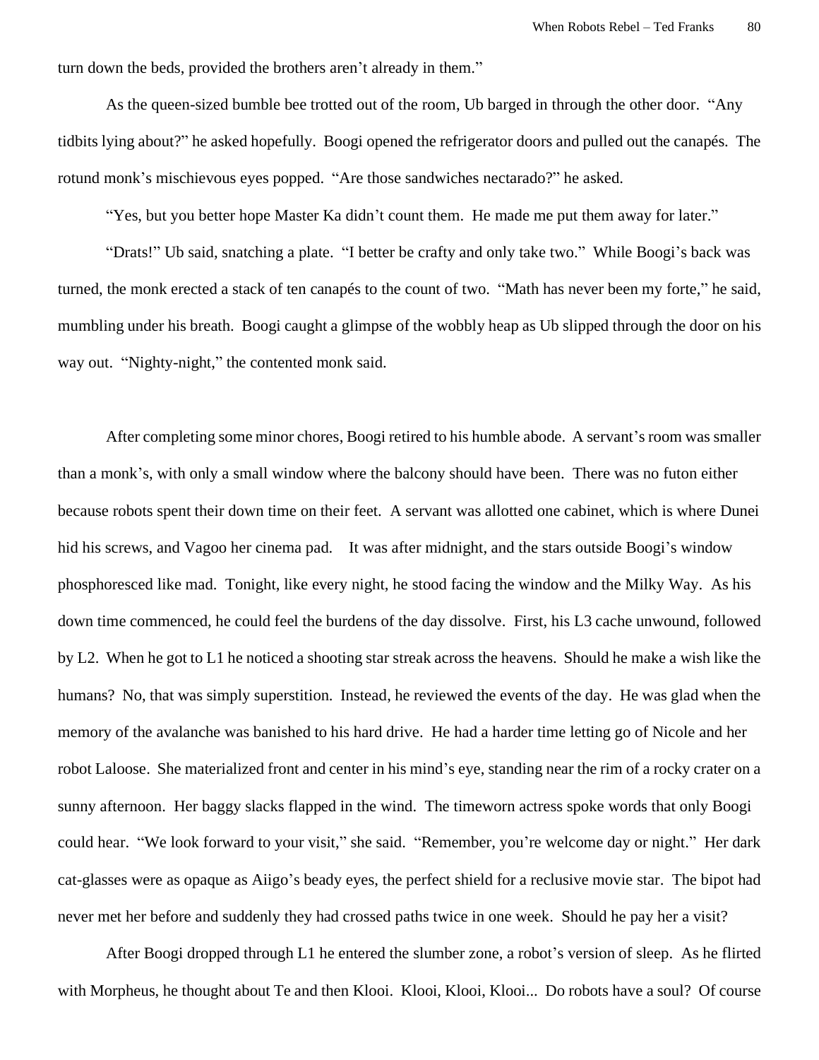turn down the beds, provided the brothers aren't already in them."

As the queen-sized bumble bee trotted out of the room, Ub barged in through the other door. "Any tidbits lying about?" he asked hopefully. Boogi opened the refrigerator doors and pulled out the canapés. The rotund monk's mischievous eyes popped. "Are those sandwiches nectarado?" he asked.

"Yes, but you better hope Master Ka didn't count them. He made me put them away for later."

"Drats!" Ub said, snatching a plate. "I better be crafty and only take two." While Boogi's back was turned, the monk erected a stack of ten canapés to the count of two. "Math has never been my forte," he said, mumbling under his breath. Boogi caught a glimpse of the wobbly heap as Ub slipped through the door on his way out. "Nighty-night," the contented monk said.

After completing some minor chores, Boogi retired to his humble abode. A servant's room was smaller than a monk's, with only a small window where the balcony should have been. There was no futon either because robots spent their down time on their feet. A servant was allotted one cabinet, which is where Dunei hid his screws, and Vagoo her cinema pad. It was after midnight, and the stars outside Boogi's window phosphoresced like mad. Tonight, like every night, he stood facing the window and the Milky Way. As his down time commenced, he could feel the burdens of the day dissolve. First, his L3 cache unwound, followed by L2. When he got to L1 he noticed a shooting star streak across the heavens. Should he make a wish like the humans? No, that was simply superstition. Instead, he reviewed the events of the day. He was glad when the memory of the avalanche was banished to his hard drive. He had a harder time letting go of Nicole and her robot Laloose. She materialized front and center in his mind's eye, standing near the rim of a rocky crater on a sunny afternoon. Her baggy slacks flapped in the wind. The timeworn actress spoke words that only Boogi could hear. "We look forward to your visit," she said. "Remember, you're welcome day or night." Her dark cat-glasses were as opaque as Aiigo's beady eyes, the perfect shield for a reclusive movie star. The bipot had never met her before and suddenly they had crossed paths twice in one week. Should he pay her a visit?

After Boogi dropped through L1 he entered the slumber zone, a robot's version of sleep. As he flirted with Morpheus, he thought about Te and then Klooi. Klooi, Klooi, Klooi... Do robots have a soul? Of course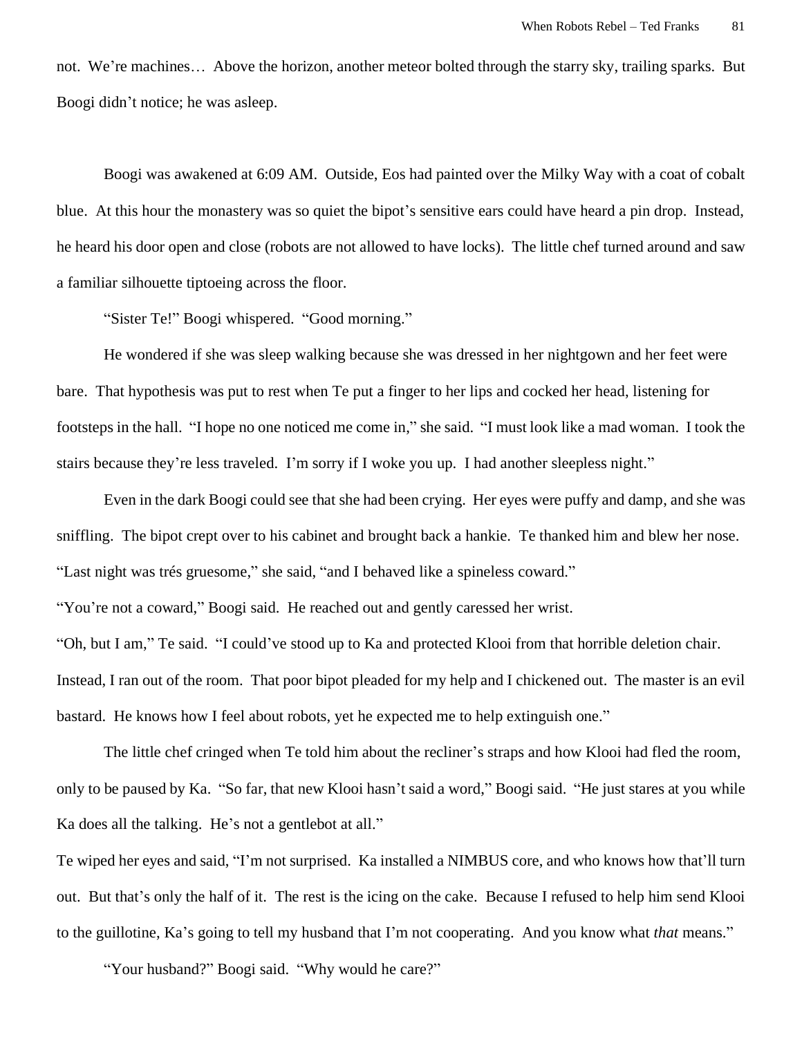not. We're machines… Above the horizon, another meteor bolted through the starry sky, trailing sparks. But Boogi didn't notice; he was asleep.

Boogi was awakened at 6:09 AM. Outside, Eos had painted over the Milky Way with a coat of cobalt blue. At this hour the monastery was so quiet the bipot's sensitive ears could have heard a pin drop. Instead, he heard his door open and close (robots are not allowed to have locks). The little chef turned around and saw a familiar silhouette tiptoeing across the floor.

"Sister Te!" Boogi whispered. "Good morning."

He wondered if she was sleep walking because she was dressed in her nightgown and her feet were bare. That hypothesis was put to rest when Te put a finger to her lips and cocked her head, listening for footsteps in the hall. "I hope no one noticed me come in," she said. "I must look like a mad woman. I took the stairs because they're less traveled. I'm sorry if I woke you up. I had another sleepless night."

Even in the dark Boogi could see that she had been crying. Her eyes were puffy and damp, and she was sniffling. The bipot crept over to his cabinet and brought back a hankie. Te thanked him and blew her nose. "Last night was trés gruesome," she said, "and I behaved like a spineless coward."

"You're not a coward," Boogi said. He reached out and gently caressed her wrist.

"Oh, but I am," Te said. "I could've stood up to Ka and protected Klooi from that horrible deletion chair. Instead, I ran out of the room. That poor bipot pleaded for my help and I chickened out. The master is an evil bastard. He knows how I feel about robots, yet he expected me to help extinguish one."

The little chef cringed when Te told him about the recliner's straps and how Klooi had fled the room, only to be paused by Ka. "So far, that new Klooi hasn't said a word," Boogi said. "He just stares at you while Ka does all the talking. He's not a gentlebot at all."

Te wiped her eyes and said, "I'm not surprised. Ka installed a NIMBUS core, and who knows how that'll turn out. But that's only the half of it. The rest is the icing on the cake. Because I refused to help him send Klooi to the guillotine, Ka's going to tell my husband that I'm not cooperating. And you know what *that* means."

"Your husband?" Boogi said. "Why would he care?"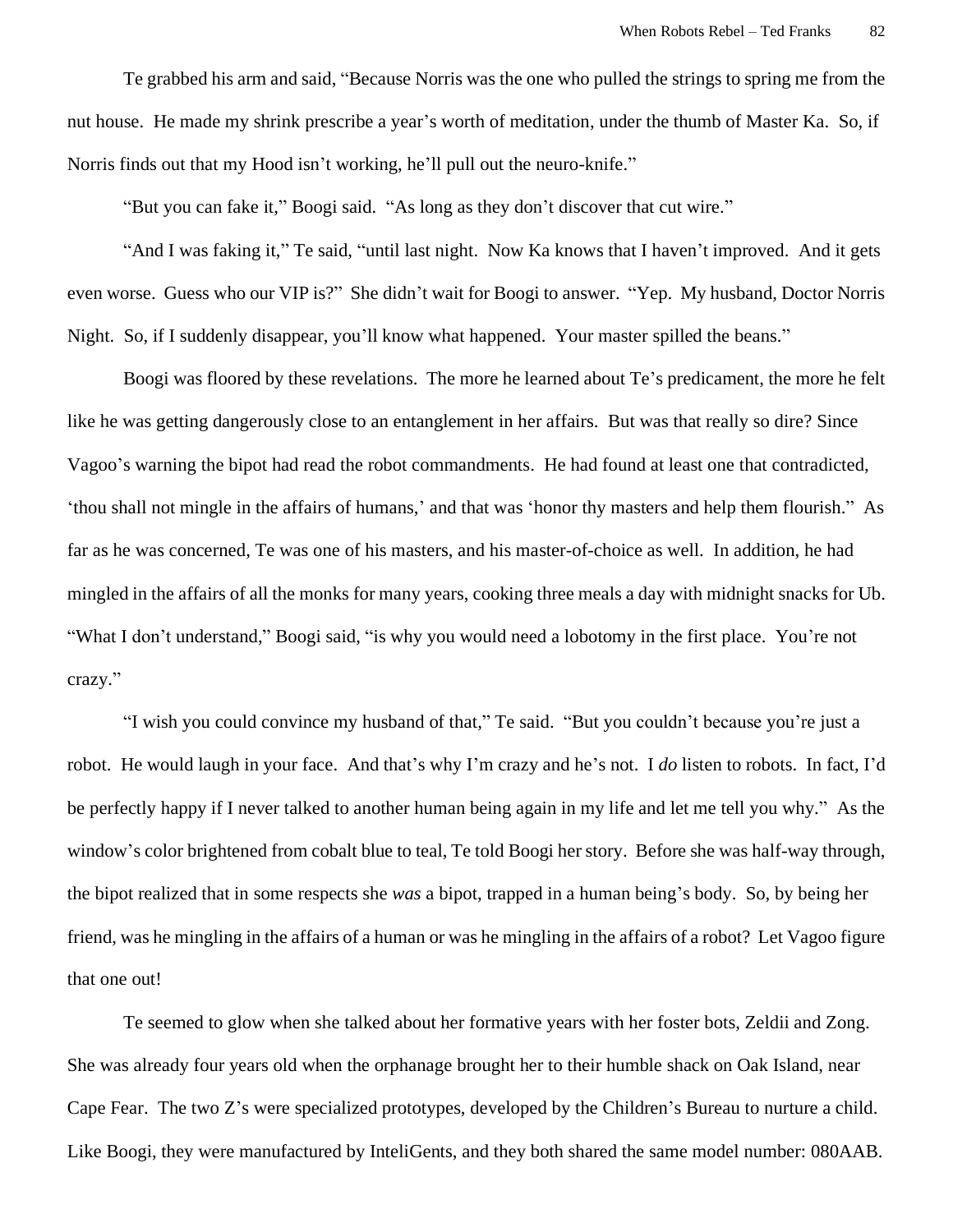Te grabbed his arm and said, "Because Norris was the one who pulled the strings to spring me from the nut house. He made my shrink prescribe a year's worth of meditation, under the thumb of Master Ka. So, if Norris finds out that my Hood isn't working, he'll pull out the neuro-knife."

"But you can fake it," Boogi said. "As long as they don't discover that cut wire."

"And I was faking it," Te said, "until last night. Now Ka knows that I haven't improved. And it gets even worse. Guess who our VIP is?" She didn't wait for Boogi to answer. "Yep. My husband, Doctor Norris Night. So, if I suddenly disappear, you'll know what happened. Your master spilled the beans."

Boogi was floored by these revelations. The more he learned about Te's predicament, the more he felt like he was getting dangerously close to an entanglement in her affairs. But was that really so dire? Since Vagoo's warning the bipot had read the robot commandments. He had found at least one that contradicted, 'thou shall not mingle in the affairs of humans,' and that was 'honor thy masters and help them flourish." As far as he was concerned, Te was one of his masters, and his master-of-choice as well. In addition, he had mingled in the affairs of all the monks for many years, cooking three meals a day with midnight snacks for Ub. "What I don't understand," Boogi said, "is why you would need a lobotomy in the first place. You're not crazy."

"I wish you could convince my husband of that," Te said. "But you couldn't because you're just a robot. He would laugh in your face. And that's why I'm crazy and he's not. I *do* listen to robots. In fact, I'd be perfectly happy if I never talked to another human being again in my life and let me tell you why." As the window's color brightened from cobalt blue to teal, Te told Boogi her story. Before she was half-way through, the bipot realized that in some respects she *was* a bipot, trapped in a human being's body. So, by being her friend, was he mingling in the affairs of a human or was he mingling in the affairs of a robot? Let Vagoo figure that one out!

Te seemed to glow when she talked about her formative years with her foster bots, Zeldii and Zong. She was already four years old when the orphanage brought her to their humble shack on Oak Island, near Cape Fear. The two Z's were specialized prototypes, developed by the Children's Bureau to nurture a child. Like Boogi, they were manufactured by InteliGents, and they both shared the same model number: 080AAB.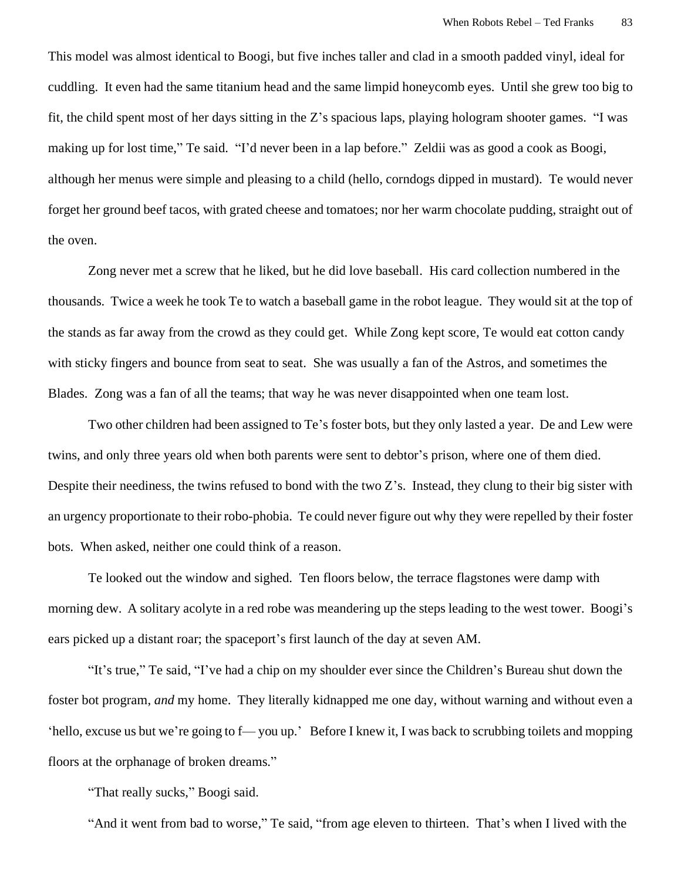This model was almost identical to Boogi, but five inches taller and clad in a smooth padded vinyl, ideal for cuddling. It even had the same titanium head and the same limpid honeycomb eyes. Until she grew too big to fit, the child spent most of her days sitting in the Z's spacious laps, playing hologram shooter games. "I was making up for lost time," Te said. "I'd never been in a lap before." Zeldii was as good a cook as Boogi, although her menus were simple and pleasing to a child (hello, corndogs dipped in mustard). Te would never forget her ground beef tacos, with grated cheese and tomatoes; nor her warm chocolate pudding, straight out of the oven.

Zong never met a screw that he liked, but he did love baseball. His card collection numbered in the thousands. Twice a week he took Te to watch a baseball game in the robot league. They would sit at the top of the stands as far away from the crowd as they could get. While Zong kept score, Te would eat cotton candy with sticky fingers and bounce from seat to seat. She was usually a fan of the Astros, and sometimes the Blades. Zong was a fan of all the teams; that way he was never disappointed when one team lost.

Two other children had been assigned to Te's foster bots, but they only lasted a year. De and Lew were twins, and only three years old when both parents were sent to debtor's prison, where one of them died. Despite their neediness, the twins refused to bond with the two Z's. Instead, they clung to their big sister with an urgency proportionate to their robo-phobia. Te could never figure out why they were repelled by their foster bots. When asked, neither one could think of a reason.

Te looked out the window and sighed. Ten floors below, the terrace flagstones were damp with morning dew. A solitary acolyte in a red robe was meandering up the steps leading to the west tower. Boogi's ears picked up a distant roar; the spaceport's first launch of the day at seven AM.

"It's true," Te said, "I've had a chip on my shoulder ever since the Children's Bureau shut down the foster bot program, *and* my home. They literally kidnapped me one day, without warning and without even a 'hello, excuse us but we're going to f— you up.' Before I knew it, I was back to scrubbing toilets and mopping floors at the orphanage of broken dreams."

"That really sucks," Boogi said.

"And it went from bad to worse," Te said, "from age eleven to thirteen. That's when I lived with the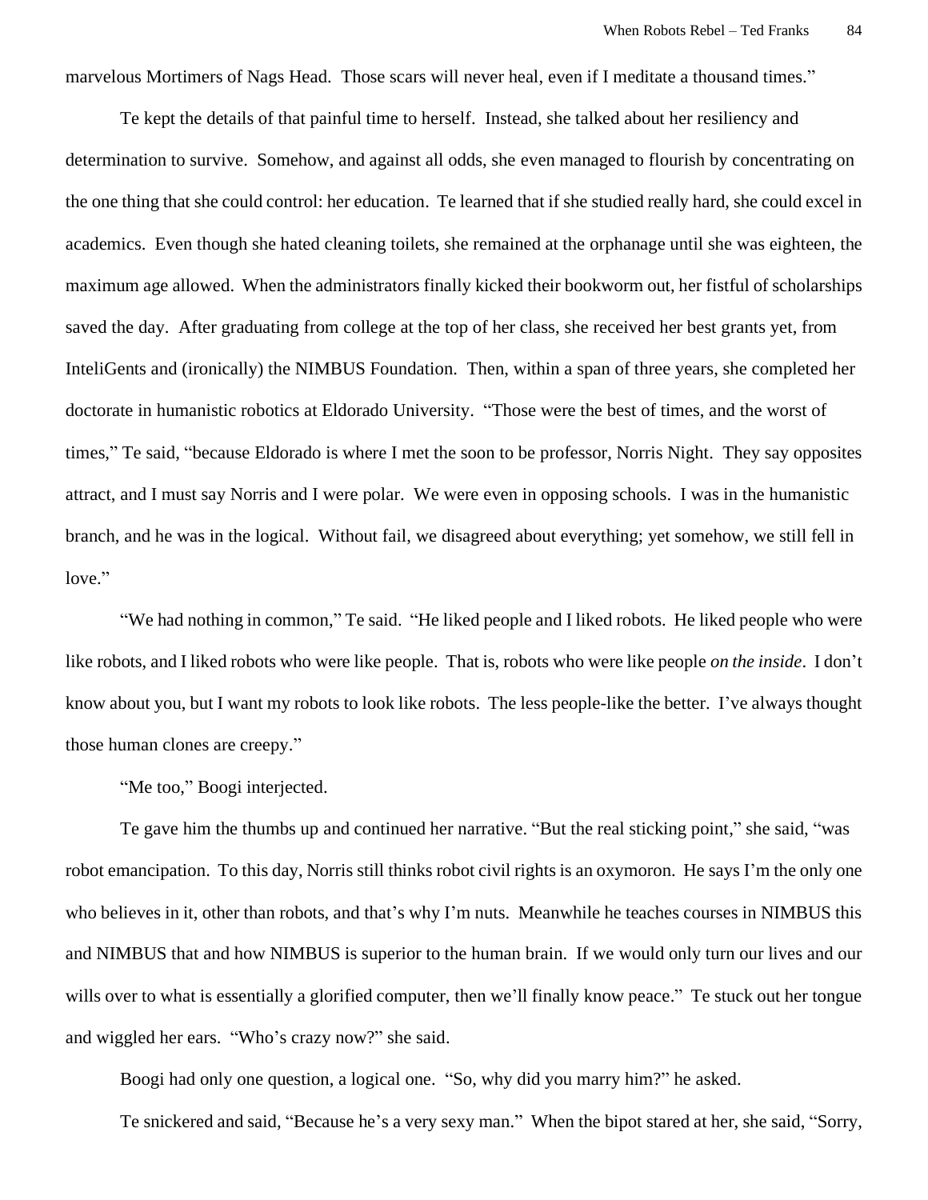marvelous Mortimers of Nags Head. Those scars will never heal, even if I meditate a thousand times."

Te kept the details of that painful time to herself. Instead, she talked about her resiliency and determination to survive. Somehow, and against all odds, she even managed to flourish by concentrating on the one thing that she could control: her education. Te learned that if she studied really hard, she could excel in academics. Even though she hated cleaning toilets, she remained at the orphanage until she was eighteen, the maximum age allowed. When the administrators finally kicked their bookworm out, her fistful of scholarships saved the day. After graduating from college at the top of her class, she received her best grants yet, from InteliGents and (ironically) the NIMBUS Foundation. Then, within a span of three years, she completed her doctorate in humanistic robotics at Eldorado University. "Those were the best of times, and the worst of times," Te said, "because Eldorado is where I met the soon to be professor, Norris Night. They say opposites attract, and I must say Norris and I were polar. We were even in opposing schools. I was in the humanistic branch, and he was in the logical. Without fail, we disagreed about everything; yet somehow, we still fell in love."

"We had nothing in common," Te said. "He liked people and I liked robots. He liked people who were like robots, and I liked robots who were like people. That is, robots who were like people *on the inside*. I don't know about you, but I want my robots to look like robots. The less people-like the better. I've always thought those human clones are creepy."

"Me too," Boogi interjected.

Te gave him the thumbs up and continued her narrative. "But the real sticking point," she said, "was robot emancipation. To this day, Norris still thinks robot civil rights is an oxymoron. He says I'm the only one who believes in it, other than robots, and that's why I'm nuts. Meanwhile he teaches courses in NIMBUS this and NIMBUS that and how NIMBUS is superior to the human brain. If we would only turn our lives and our wills over to what is essentially a glorified computer, then we'll finally know peace." Te stuck out her tongue and wiggled her ears. "Who's crazy now?" she said.

Boogi had only one question, a logical one. "So, why did you marry him?" he asked.

Te snickered and said, "Because he's a very sexy man." When the bipot stared at her, she said, "Sorry,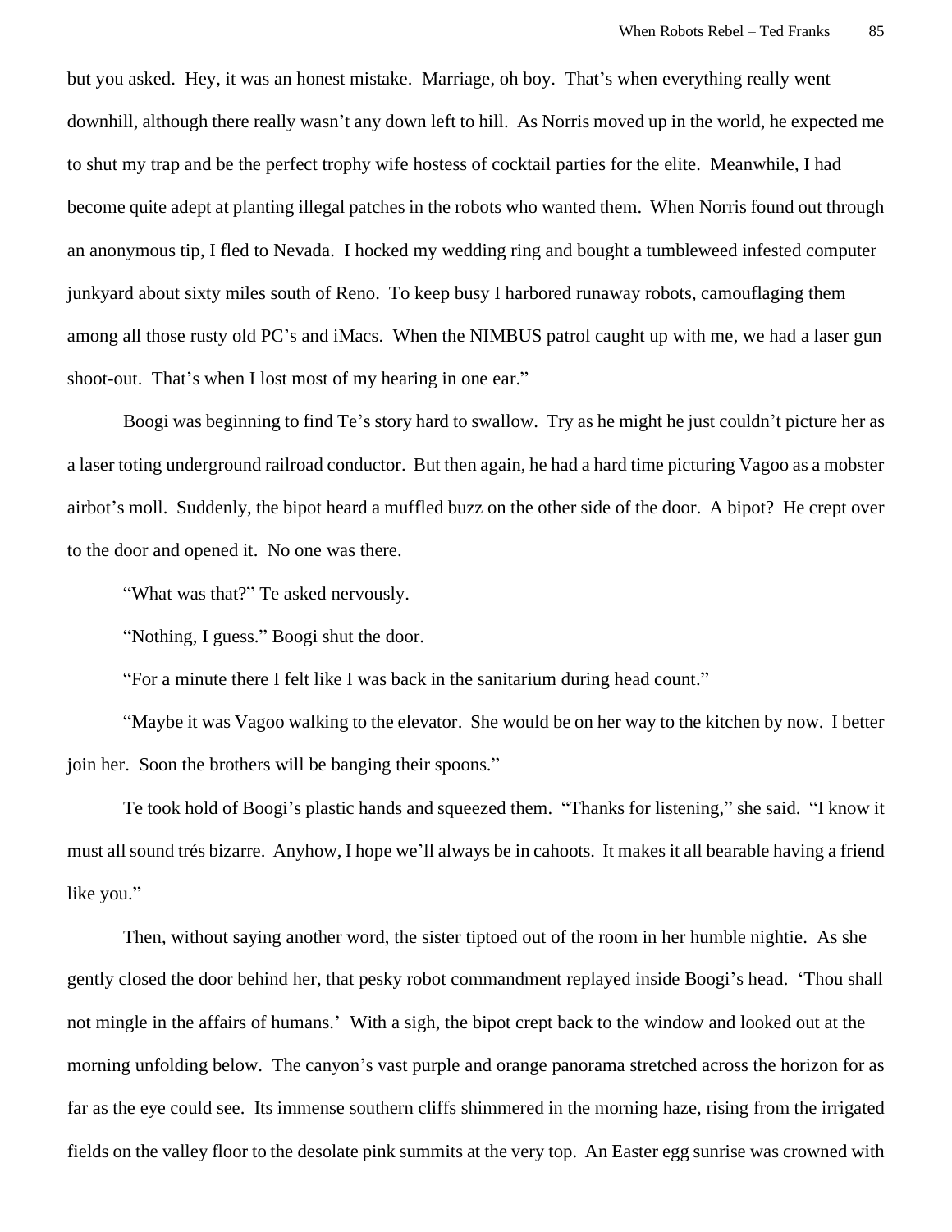but you asked. Hey, it was an honest mistake. Marriage, oh boy. That's when everything really went downhill, although there really wasn't any down left to hill. As Norris moved up in the world, he expected me to shut my trap and be the perfect trophy wife hostess of cocktail parties for the elite. Meanwhile, I had become quite adept at planting illegal patches in the robots who wanted them. When Norris found out through an anonymous tip, I fled to Nevada. I hocked my wedding ring and bought a tumbleweed infested computer junkyard about sixty miles south of Reno. To keep busy I harbored runaway robots, camouflaging them among all those rusty old PC's and iMacs. When the NIMBUS patrol caught up with me, we had a laser gun shoot-out. That's when I lost most of my hearing in one ear."

Boogi was beginning to find Te's story hard to swallow. Try as he might he just couldn't picture her as a laser toting underground railroad conductor. But then again, he had a hard time picturing Vagoo as a mobster airbot's moll. Suddenly, the bipot heard a muffled buzz on the other side of the door. A bipot? He crept over to the door and opened it. No one was there.

"What was that?" Te asked nervously.

"Nothing, I guess." Boogi shut the door.

"For a minute there I felt like I was back in the sanitarium during head count."

"Maybe it was Vagoo walking to the elevator. She would be on her way to the kitchen by now. I better join her. Soon the brothers will be banging their spoons."

Te took hold of Boogi's plastic hands and squeezed them. "Thanks for listening," she said. "I know it must all sound trés bizarre. Anyhow, I hope we'll always be in cahoots. It makes it all bearable having a friend like you."

Then, without saying another word, the sister tiptoed out of the room in her humble nightie. As she gently closed the door behind her, that pesky robot commandment replayed inside Boogi's head. 'Thou shall not mingle in the affairs of humans.' With a sigh, the bipot crept back to the window and looked out at the morning unfolding below. The canyon's vast purple and orange panorama stretched across the horizon for as far as the eye could see. Its immense southern cliffs shimmered in the morning haze, rising from the irrigated fields on the valley floor to the desolate pink summits at the very top. An Easter egg sunrise was crowned with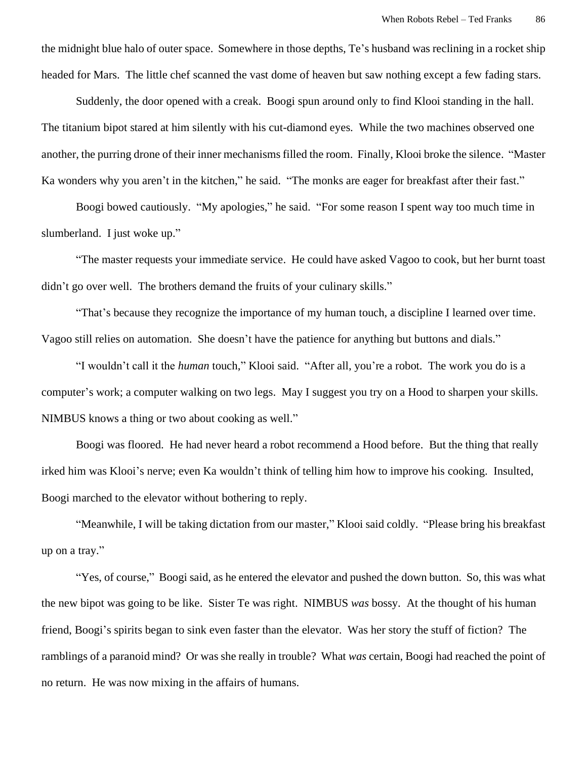the midnight blue halo of outer space. Somewhere in those depths, Te's husband was reclining in a rocket ship headed for Mars. The little chef scanned the vast dome of heaven but saw nothing except a few fading stars.

Suddenly, the door opened with a creak. Boogi spun around only to find Klooi standing in the hall. The titanium bipot stared at him silently with his cut-diamond eyes. While the two machines observed one another, the purring drone of their inner mechanisms filled the room. Finally, Klooi broke the silence. "Master Ka wonders why you aren't in the kitchen," he said. "The monks are eager for breakfast after their fast."

Boogi bowed cautiously. "My apologies," he said. "For some reason I spent way too much time in slumberland. I just woke up."

"The master requests your immediate service. He could have asked Vagoo to cook, but her burnt toast didn't go over well. The brothers demand the fruits of your culinary skills."

"That's because they recognize the importance of my human touch, a discipline I learned over time. Vagoo still relies on automation. She doesn't have the patience for anything but buttons and dials."

"I wouldn't call it the *human* touch," Klooi said. "After all, you're a robot. The work you do is a computer's work; a computer walking on two legs. May I suggest you try on a Hood to sharpen your skills. NIMBUS knows a thing or two about cooking as well."

Boogi was floored. He had never heard a robot recommend a Hood before. But the thing that really irked him was Klooi's nerve; even Ka wouldn't think of telling him how to improve his cooking. Insulted, Boogi marched to the elevator without bothering to reply.

"Meanwhile, I will be taking dictation from our master," Klooi said coldly. "Please bring his breakfast up on a tray."

"Yes, of course," Boogi said, as he entered the elevator and pushed the down button. So, this was what the new bipot was going to be like. Sister Te was right. NIMBUS *was* bossy. At the thought of his human friend, Boogi's spirits began to sink even faster than the elevator. Was her story the stuff of fiction? The ramblings of a paranoid mind? Or was she really in trouble? What *was* certain, Boogi had reached the point of no return. He was now mixing in the affairs of humans.